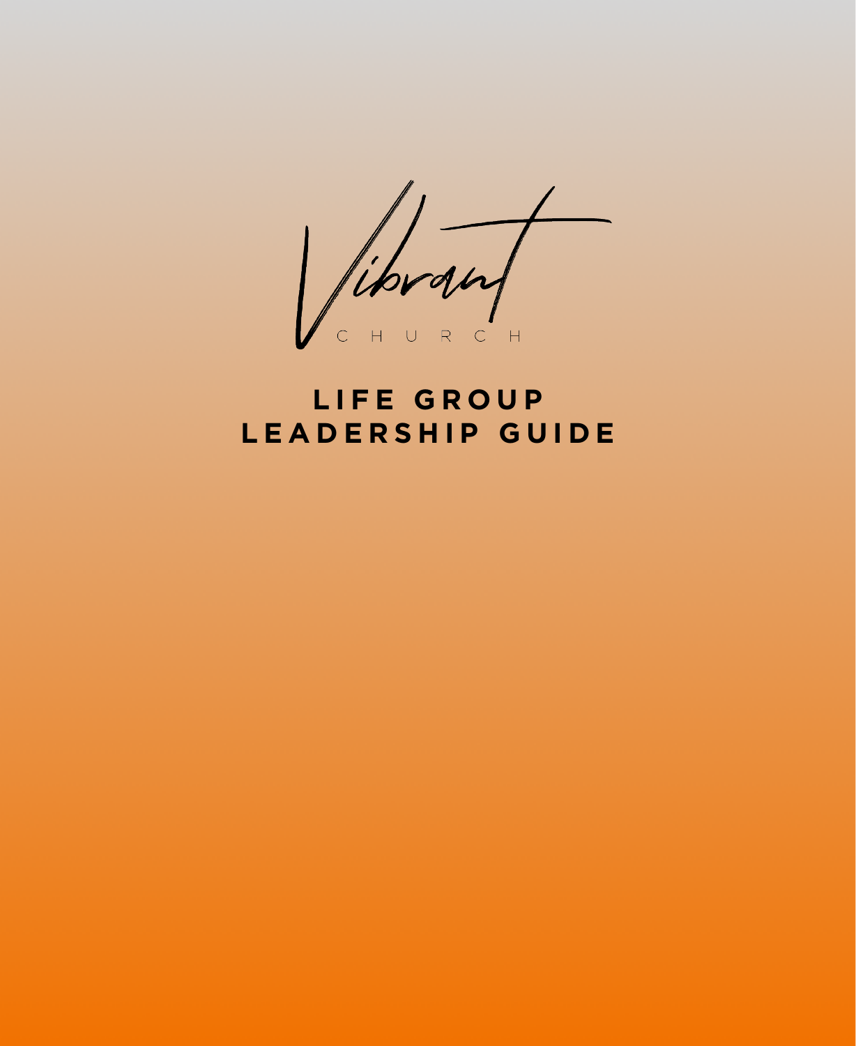Vibrant

CHURCH

# LIFE GROUP LEADERSHIP GUIDE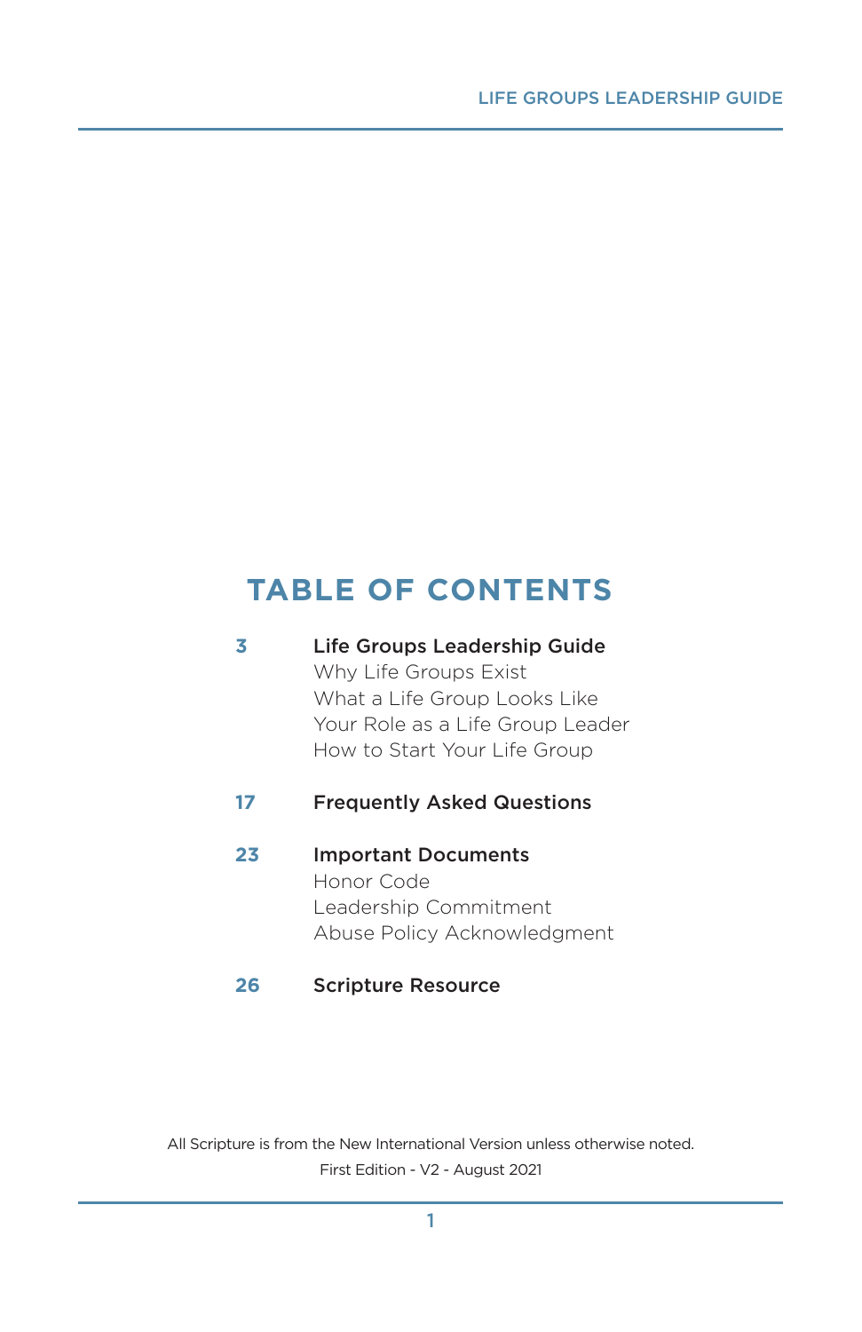# TABLE OF CONTENTS

**3** **Life Groups Leadership Guide**
Why Life Groups Exist
What a Life Group Looks Like
Your Role as a Life Group Leader
How to Start Your Life Group

**17** **Frequently Asked Questions**

**23** **Important Documents**
Honor Code
Leadership Commitment
Abuse Policy Acknowledgment

**26** **Scripture Resource**

All Scripture is from the New International Version unless otherwise noted.

First Edition - V2 - August 2021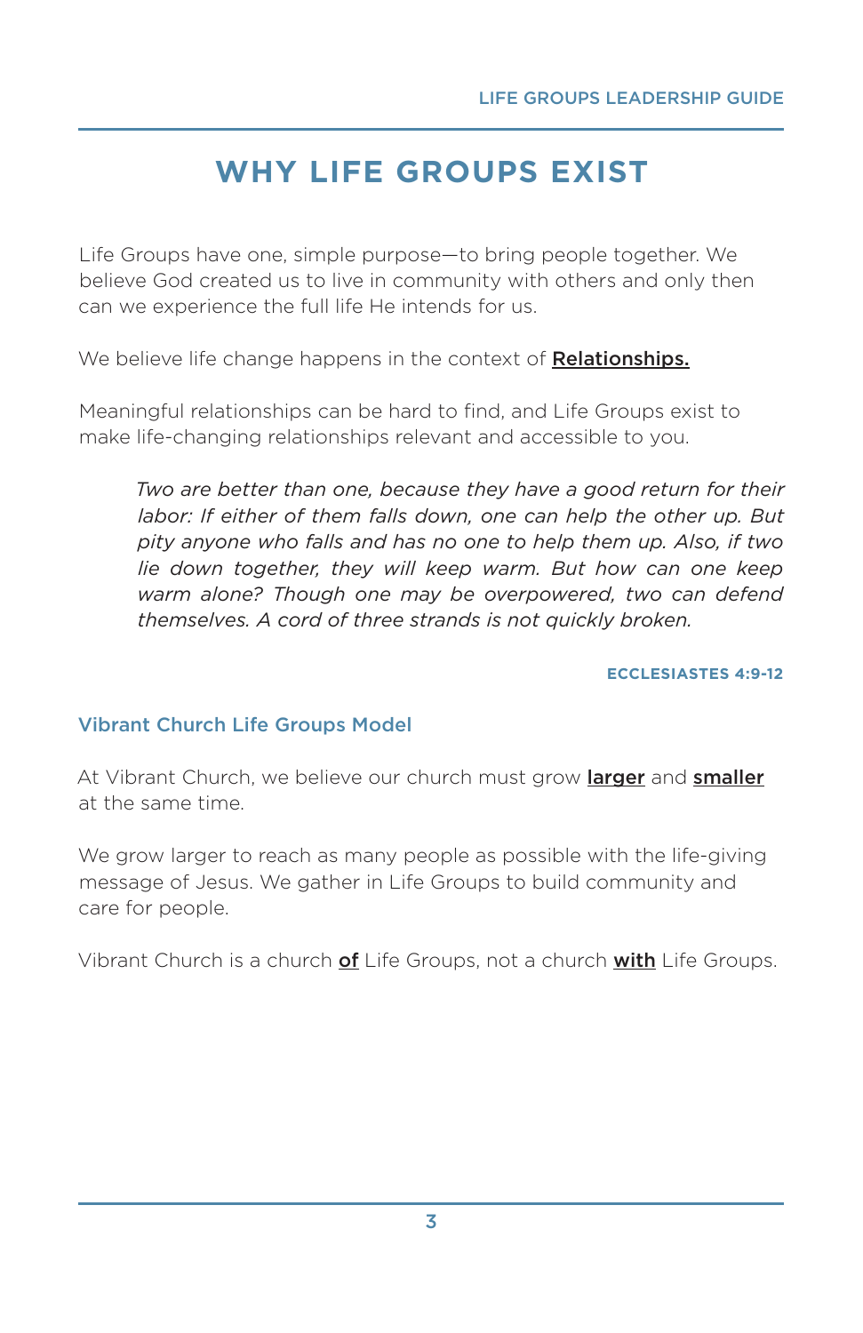# WHY LIFE GROUPS EXIST

Life Groups have one, simple purpose—to bring people together. We believe God created us to live in community with others and only then can we experience the full life He intends for us.

We believe life change happens in the context of **Relationships.**

Meaningful relationships can be hard to find, and Life Groups exist to make life-changing relationships relevant and accessible to you.

> *Two are better than one, because they have a good return for their labor: If either of them falls down, one can help the other up. But pity anyone who falls and has no one to help them up. Also, if two lie down together, they will keep warm. But how can one keep warm alone? Though one may be overpowered, two can defend themselves. A cord of three strands is not quickly broken.*
>
> **ECCLESIASTES 4:9-12**

## Vibrant Church Life Groups Model

At Vibrant Church, we believe our church must grow **larger** and **smaller** at the same time.

We grow larger to reach as many people as possible with the life-giving message of Jesus. We gather in Life Groups to build community and care for people.

Vibrant Church is a church **of** Life Groups, not a church **with** Life Groups.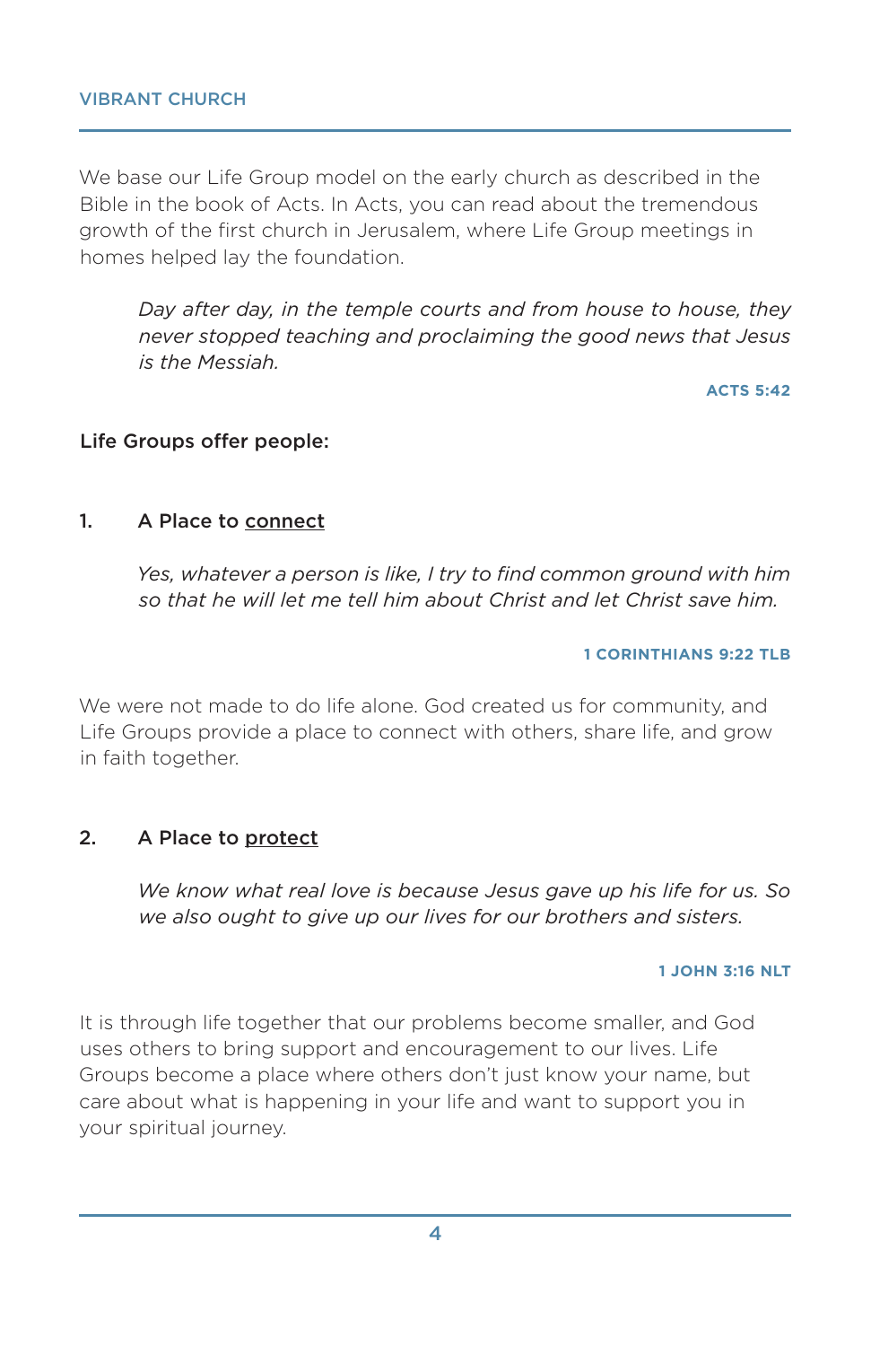We base our Life Group model on the early church as described in the Bible in the book of Acts. In Acts, you can read about the tremendous growth of the first church in Jerusalem, where Life Group meetings in homes helped lay the foundation.

> *Day after day, in the temple courts and from house to house, they never stopped teaching and proclaiming the good news that Jesus is the Messiah.*
>
> **ACTS 5:42**

**Life Groups offer people:**

1. **A Place to <u>connect</u>**

> *Yes, whatever a person is like, I try to find common ground with him so that he will let me tell him about Christ and let Christ save him.*
>
> **1 CORINTHIANS 9:22 TLB**

We were not made to do life alone. God created us for community, and Life Groups provide a place to connect with others, share life, and grow in faith together.

2. **A Place to <u>protect</u>**

> *We know what real love is because Jesus gave up his life for us. So we also ought to give up our lives for our brothers and sisters.*
>
> **1 JOHN 3:16 NLT**

It is through life together that our problems become smaller, and God uses others to bring support and encouragement to our lives. Life Groups become a place where others don't just know your name, but care about what is happening in your life and want to support you in your spiritual journey.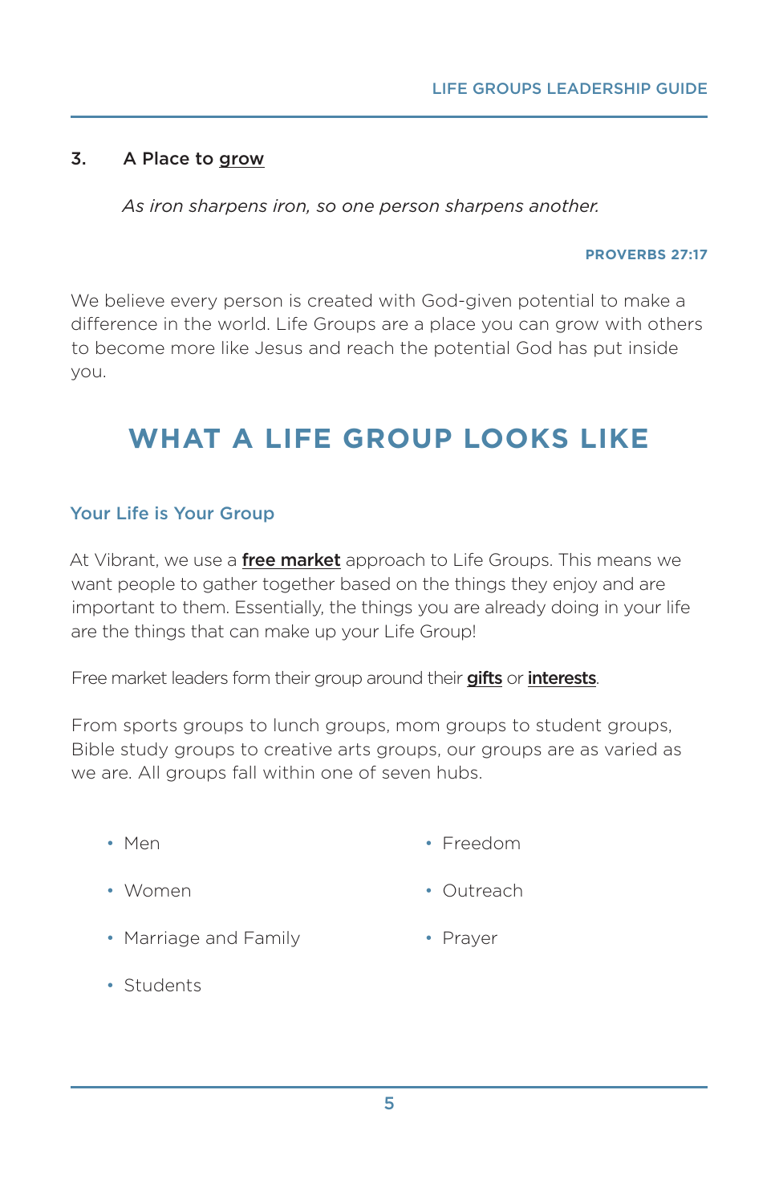### 3. A Place to <u>grow</u>

*As iron sharpens iron, so one person sharpens another.*

**PROVERBS 27:17**

We believe every person is created with God-given potential to make a difference in the world. Life Groups are a place you can grow with others to become more like Jesus and reach the potential God has put inside you.

## WHAT A LIFE GROUP LOOKS LIKE

### Your Life is Your Group

At Vibrant, we use a **<u>free market</u>** approach to Life Groups. This means we want people to gather together based on the things they enjoy and are important to them. Essentially, the things you are already doing in your life are the things that can make up your Life Group!

Free market leaders form their group around their **<u>gifts</u>** or **<u>interests</u>**.

From sports groups to lunch groups, mom groups to student groups, Bible study groups to creative arts groups, our groups are as varied as we are. All groups fall within one of seven hubs.

- Men
- Women
- Marriage and Family
- Students
- Freedom
- Outreach
- Prayer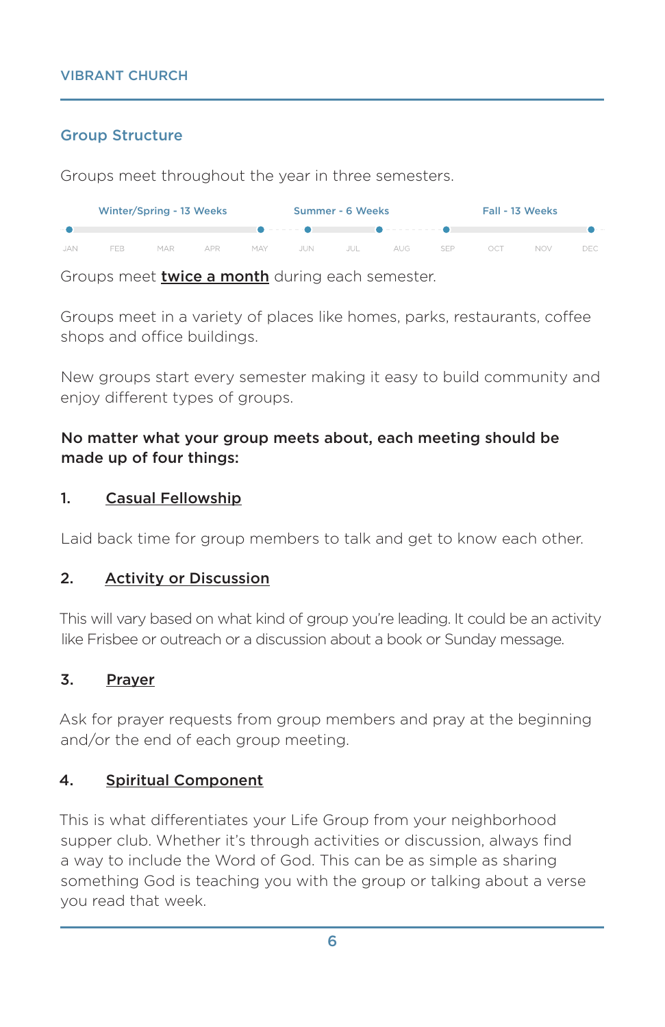## Group Structure

Groups meet throughout the year in three semesters.

| Winter/Spring - 13 Weeks | Summer - 6 Weeks | Fall - 13 Weeks |
|---|---|---|
| JAN – MAY | JUN – AUG | SEP – DEC |

Groups meet **twice a month** during each semester.

Groups meet in a variety of places like homes, parks, restaurants, coffee shops and office buildings.

New groups start every semester making it easy to build community and enjoy different types of groups.

**No matter what your group meets about, each meeting should be made up of four things:**

### 1. Casual Fellowship

Laid back time for group members to talk and get to know each other.

### 2. Activity or Discussion

This will vary based on what kind of group you're leading. It could be an activity like Frisbee or outreach or a discussion about a book or Sunday message.

### 3. Prayer

Ask for prayer requests from group members and pray at the beginning and/or the end of each group meeting.

### 4. Spiritual Component

This is what differentiates your Life Group from your neighborhood supper club. Whether it's through activities or discussion, always find a way to include the Word of God. This can be as simple as sharing something God is teaching you with the group or talking about a verse you read that week.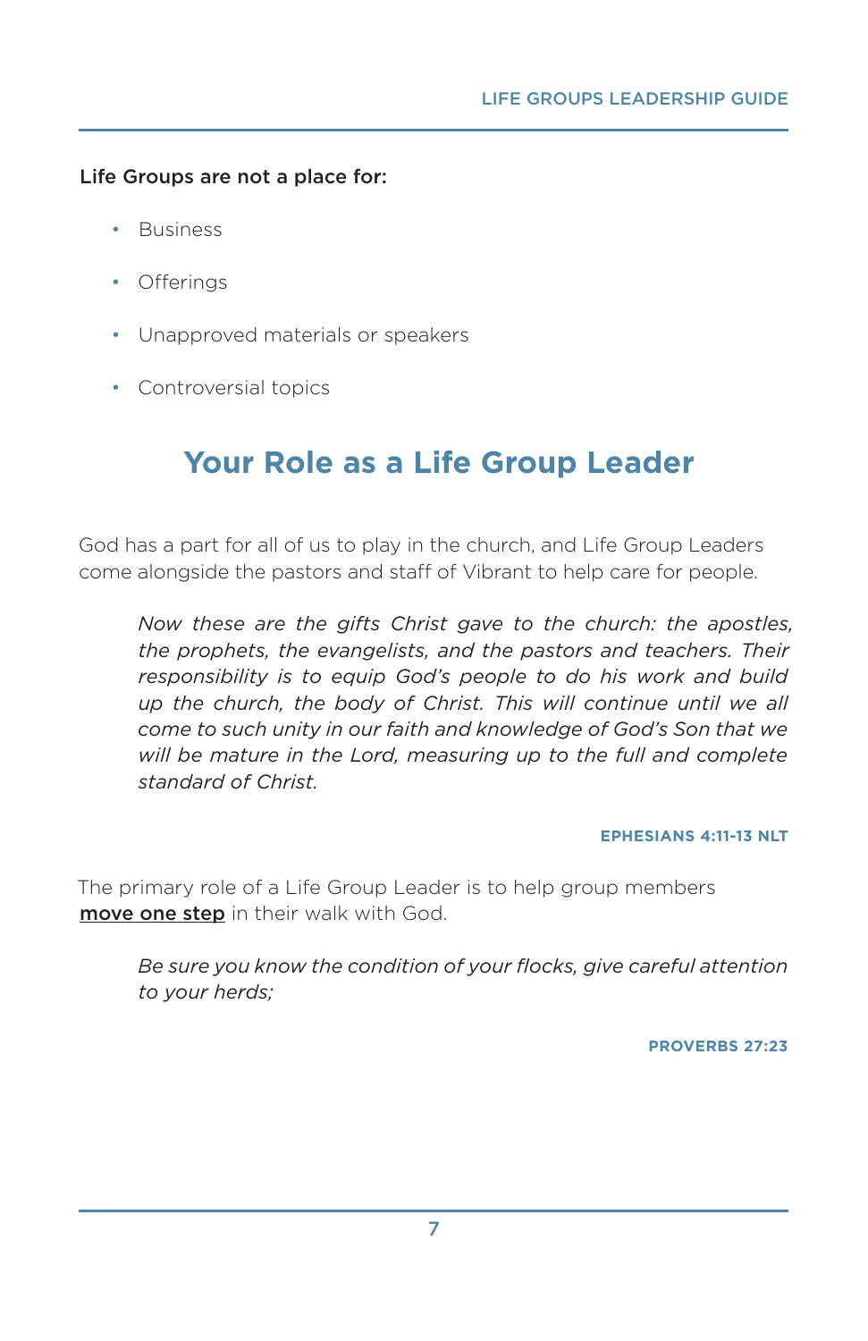**Life Groups are not a place for:**

- Business
- Offerings
- Unapproved materials or speakers
- Controversial topics

## Your Role as a Life Group Leader

God has a part for all of us to play in the church, and Life Group Leaders come alongside the pastors and staff of Vibrant to help care for people.

> *Now these are the gifts Christ gave to the church: the apostles, the prophets, the evangelists, and the pastors and teachers. Their responsibility is to equip God's people to do his work and build up the church, the body of Christ. This will continue until we all come to such unity in our faith and knowledge of God's Son that we will be mature in the Lord, measuring up to the full and complete standard of Christ.*
>
> **EPHESIANS 4:11-13 NLT**

The primary role of a Life Group Leader is to help group members **move one step** in their walk with God.

> *Be sure you know the condition of your flocks, give careful attention to your herds;*
>
> **PROVERBS 27:23**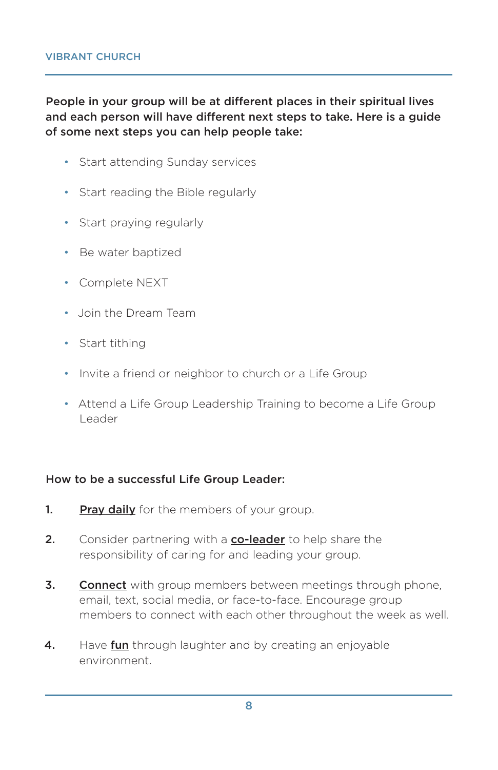**People in your group will be at different places in their spiritual lives and each person will have different next steps to take. Here is a guide of some next steps you can help people take:**

- Start attending Sunday services
- Start reading the Bible regularly
- Start praying regularly
- Be water baptized
- Complete NEXT
- Join the Dream Team
- Start tithing
- Invite a friend or neighbor to church or a Life Group
- Attend a Life Group Leadership Training to become a Life Group Leader

**How to be a successful Life Group Leader:**

1. **Pray daily** for the members of your group.
2. Consider partnering with a **co-leader** to help share the responsibility of caring for and leading your group.
3. **Connect** with group members between meetings through phone, email, text, social media, or face-to-face. Encourage group members to connect with each other throughout the week as well.
4. Have **fun** through laughter and by creating an enjoyable environment.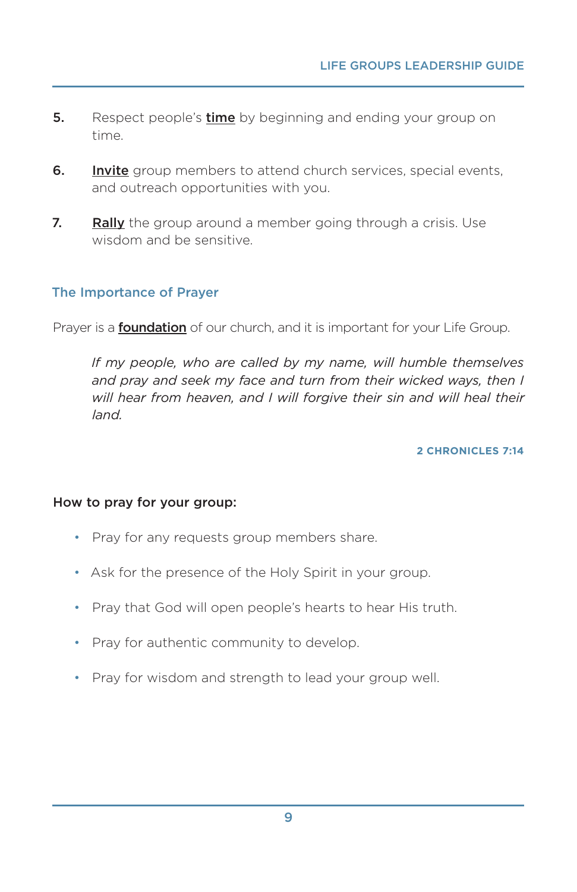5. Respect people's **time** by beginning and ending your group on time.

6. **Invite** group members to attend church services, special events, and outreach opportunities with you.

7. **Rally** the group around a member going through a crisis. Use wisdom and be sensitive.

## The Importance of Prayer

Prayer is a **foundation** of our church, and it is important for your Life Group.

> *If my people, who are called by my name, will humble themselves and pray and seek my face and turn from their wicked ways, then I will hear from heaven, and I will forgive their sin and will heal their land.*
>
> **2 CHRONICLES 7:14**

**How to pray for your group:**

- Pray for any requests group members share.
- Ask for the presence of the Holy Spirit in your group.
- Pray that God will open people's hearts to hear His truth.
- Pray for authentic community to develop.
- Pray for wisdom and strength to lead your group well.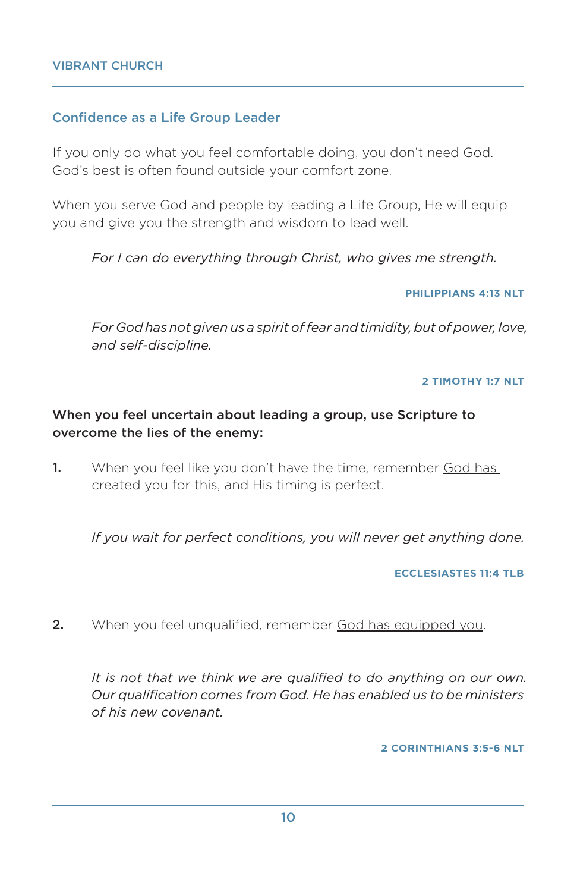## Confidence as a Life Group Leader

If you only do what you feel comfortable doing, you don't need God. God's best is often found outside your comfort zone.

When you serve God and people by leading a Life Group, He will equip you and give you the strength and wisdom to lead well.

> *For I can do everything through Christ, who gives me strength.*
>
> **PHILIPPIANS 4:13 NLT**

> *For God has not given us a spirit of fear and timidity, but of power, love, and self-discipline.*
>
> **2 TIMOTHY 1:7 NLT**

**When you feel uncertain about leading a group, use Scripture to overcome the lies of the enemy:**

1. When you feel like you don't have the time, remember <u>God has created you for this</u>, and His timing is perfect.

   > *If you wait for perfect conditions, you will never get anything done.*
   >
   > **ECCLESIASTES 11:4 TLB**

2. When you feel unqualified, remember <u>God has equipped you</u>.

   > *It is not that we think we are qualified to do anything on our own. Our qualification comes from God. He has enabled us to be ministers of his new covenant.*
   >
   > **2 CORINTHIANS 3:5-6 NLT**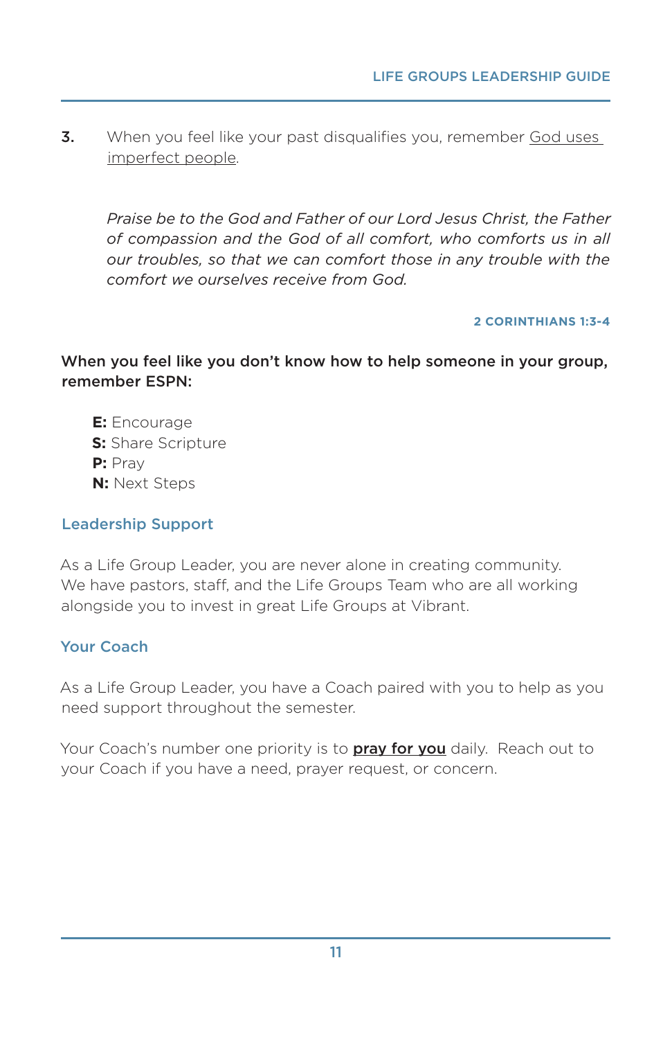3. When you feel like your past disqualifies you, remember <u>God uses imperfect people</u>.

   *Praise be to the God and Father of our Lord Jesus Christ, the Father of compassion and the God of all comfort, who comforts us in all our troubles, so that we can comfort those in any trouble with the comfort we ourselves receive from God.*

   **2 CORINTHIANS 1:3-4**

**When you feel like you don't know how to help someone in your group, remember ESPN:**

- **E:** Encourage
- **S:** Share Scripture
- **P:** Pray
- **N:** Next Steps

### Leadership Support

As a Life Group Leader, you are never alone in creating community. We have pastors, staff, and the Life Groups Team who are all working alongside you to invest in great Life Groups at Vibrant.

### Your Coach

As a Life Group Leader, you have a Coach paired with you to help as you need support throughout the semester.

Your Coach's number one priority is to <u>**pray for you**</u> daily. Reach out to your Coach if you have a need, prayer request, or concern.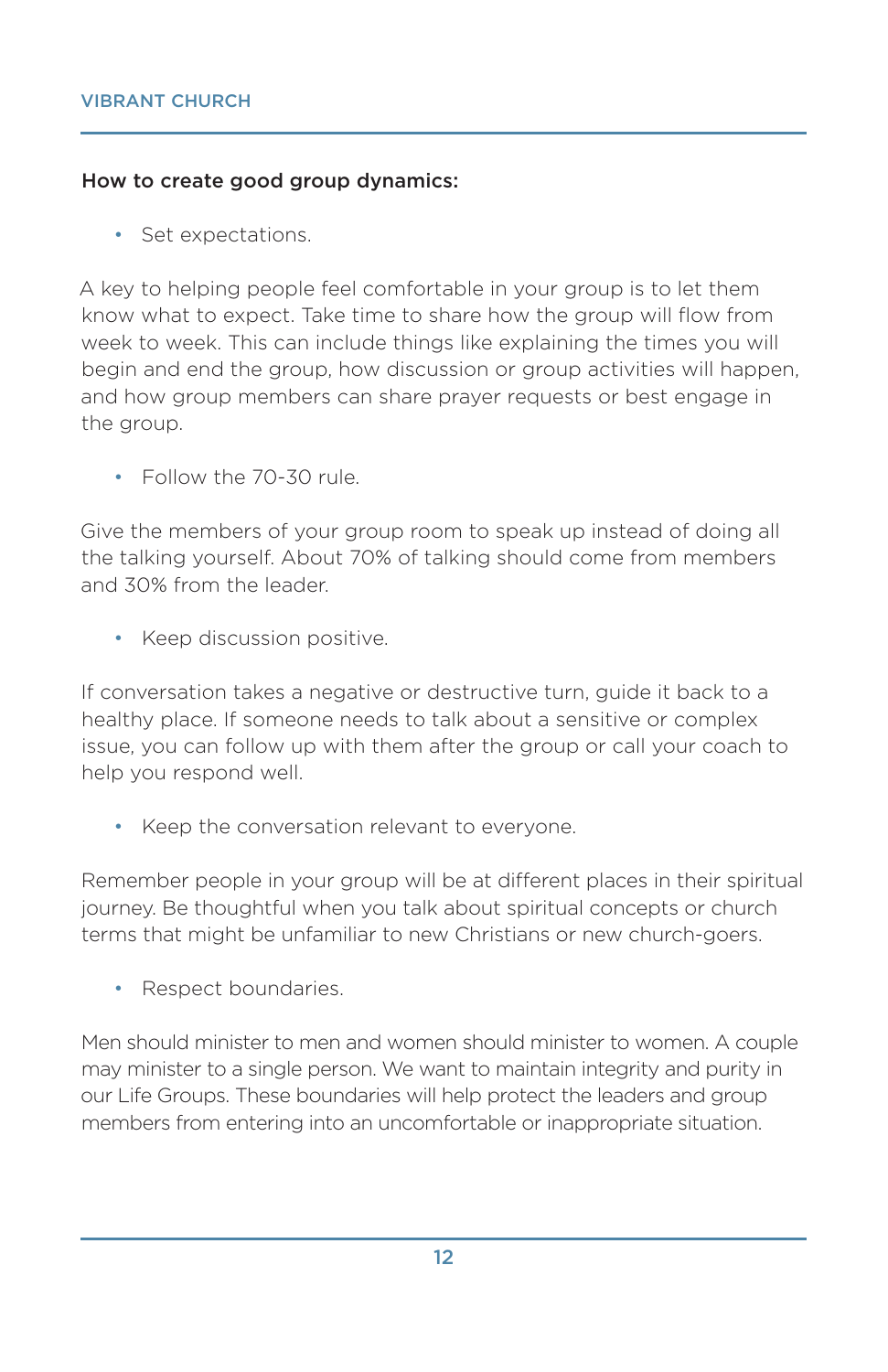**How to create good group dynamics:**

- Set expectations.

A key to helping people feel comfortable in your group is to let them know what to expect. Take time to share how the group will flow from week to week. This can include things like explaining the times you will begin and end the group, how discussion or group activities will happen, and how group members can share prayer requests or best engage in the group.

- Follow the 70-30 rule.

Give the members of your group room to speak up instead of doing all the talking yourself. About 70% of talking should come from members and 30% from the leader.

- Keep discussion positive.

If conversation takes a negative or destructive turn, guide it back to a healthy place. If someone needs to talk about a sensitive or complex issue, you can follow up with them after the group or call your coach to help you respond well.

- Keep the conversation relevant to everyone.

Remember people in your group will be at different places in their spiritual journey. Be thoughtful when you talk about spiritual concepts or church terms that might be unfamiliar to new Christians or new church-goers.

- Respect boundaries.

Men should minister to men and women should minister to women. A couple may minister to a single person. We want to maintain integrity and purity in our Life Groups. These boundaries will help protect the leaders and group members from entering into an uncomfortable or inappropriate situation.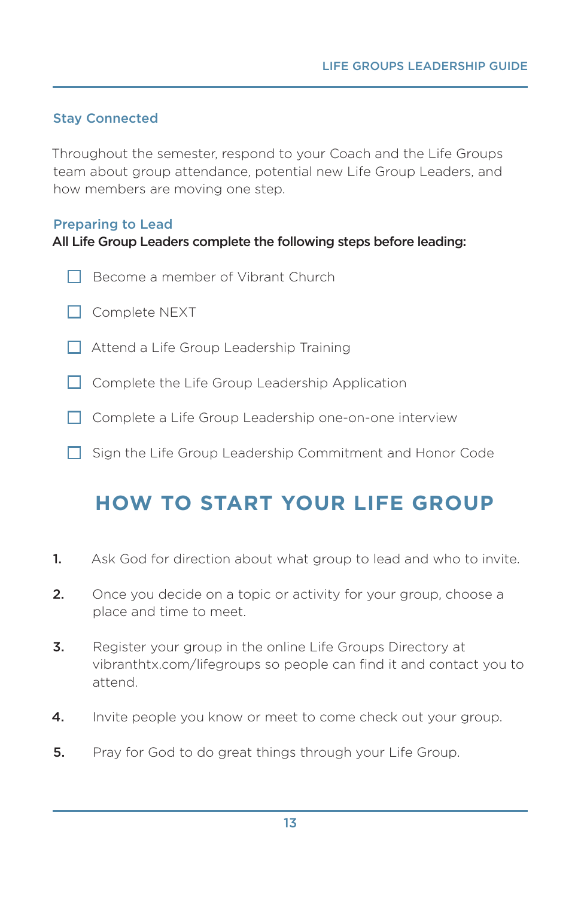### Stay Connected

Throughout the semester, respond to your Coach and the Life Groups team about group attendance, potential new Life Group Leaders, and how members are moving one step.

### Preparing to Lead

**All Life Group Leaders complete the following steps before leading:**

- [ ] Become a member of Vibrant Church
- [ ] Complete NEXT
- [ ] Attend a Life Group Leadership Training
- [ ] Complete the Life Group Leadership Application
- [ ] Complete a Life Group Leadership one-on-one interview
- [ ] Sign the Life Group Leadership Commitment and Honor Code

## HOW TO START YOUR LIFE GROUP

1. Ask God for direction about what group to lead and who to invite.
2. Once you decide on a topic or activity for your group, choose a place and time to meet.
3. Register your group in the online Life Groups Directory at vibranthtx.com/lifegroups so people can find it and contact you to attend.
4. Invite people you know or meet to come check out your group.
5. Pray for God to do great things through your Life Group.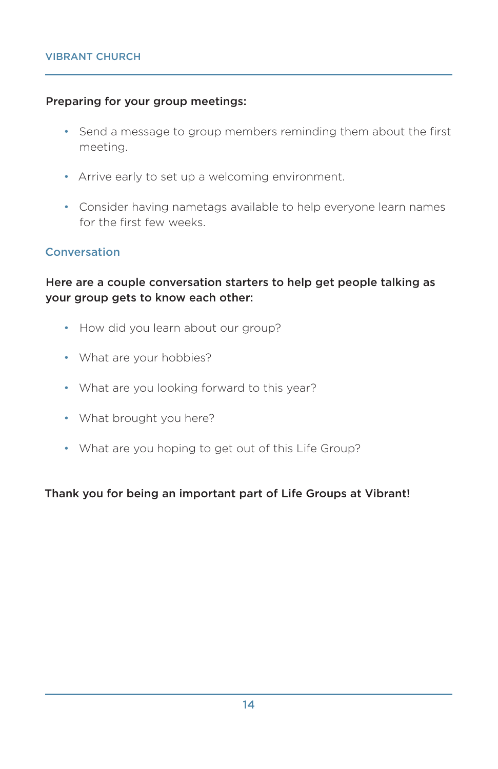**Preparing for your group meetings:**

- Send a message to group members reminding them about the first meeting.
- Arrive early to set up a welcoming environment.
- Consider having nametags available to help everyone learn names for the first few weeks.

## Conversation

**Here are a couple conversation starters to help get people talking as your group gets to know each other:**

- How did you learn about our group?
- What are your hobbies?
- What are you looking forward to this year?
- What brought you here?
- What are you hoping to get out of this Life Group?

**Thank you for being an important part of Life Groups at Vibrant!**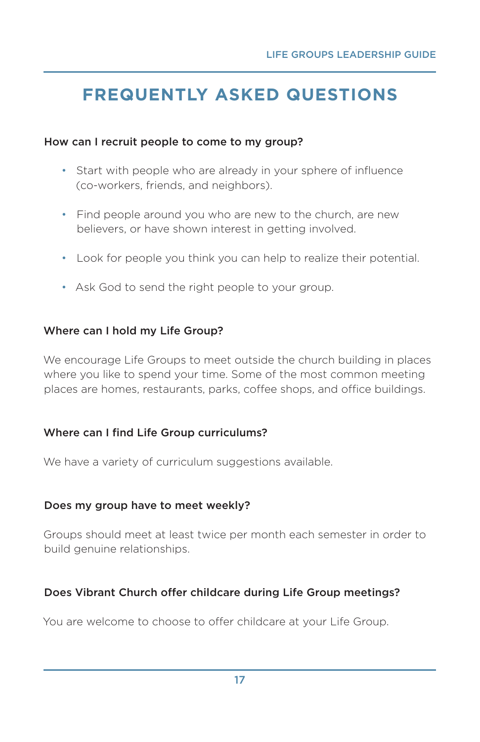# FREQUENTLY ASKED QUESTIONS

**How can I recruit people to come to my group?**

- Start with people who are already in your sphere of influence (co-workers, friends, and neighbors).
- Find people around you who are new to the church, are new believers, or have shown interest in getting involved.
- Look for people you think you can help to realize their potential.
- Ask God to send the right people to your group.

**Where can I hold my Life Group?**

We encourage Life Groups to meet outside the church building in places where you like to spend your time. Some of the most common meeting places are homes, restaurants, parks, coffee shops, and office buildings.

**Where can I find Life Group curriculums?**

We have a variety of curriculum suggestions available.

**Does my group have to meet weekly?**

Groups should meet at least twice per month each semester in order to build genuine relationships.

**Does Vibrant Church offer childcare during Life Group meetings?**

You are welcome to choose to offer childcare at your Life Group.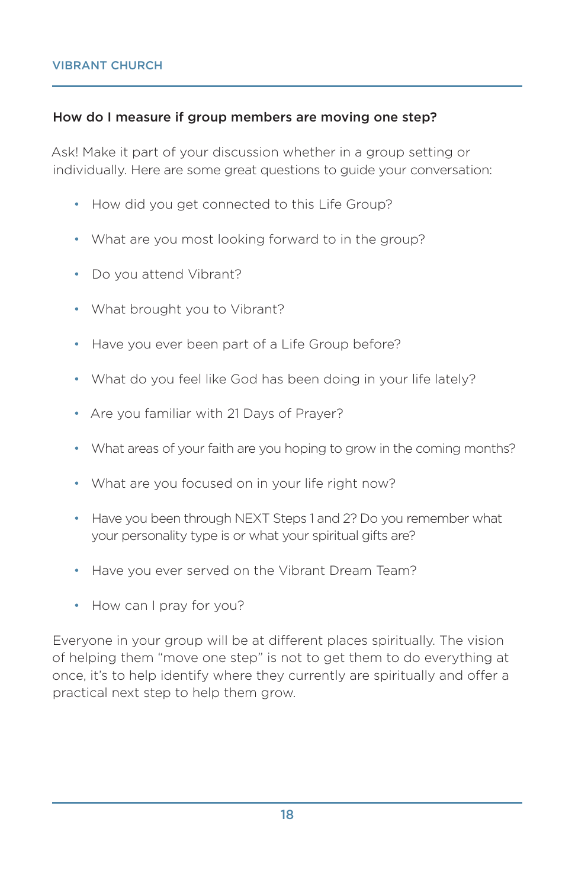### How do I measure if group members are moving one step?

Ask! Make it part of your discussion whether in a group setting or individually. Here are some great questions to guide your conversation:

- How did you get connected to this Life Group?
- What are you most looking forward to in the group?
- Do you attend Vibrant?
- What brought you to Vibrant?
- Have you ever been part of a Life Group before?
- What do you feel like God has been doing in your life lately?
- Are you familiar with 21 Days of Prayer?
- What areas of your faith are you hoping to grow in the coming months?
- What are you focused on in your life right now?
- Have you been through NEXT Steps 1 and 2? Do you remember what your personality type is or what your spiritual gifts are?
- Have you ever served on the Vibrant Dream Team?
- How can I pray for you?

Everyone in your group will be at different places spiritually. The vision of helping them "move one step" is not to get them to do everything at once, it's to help identify where they currently are spiritually and offer a practical next step to help them grow.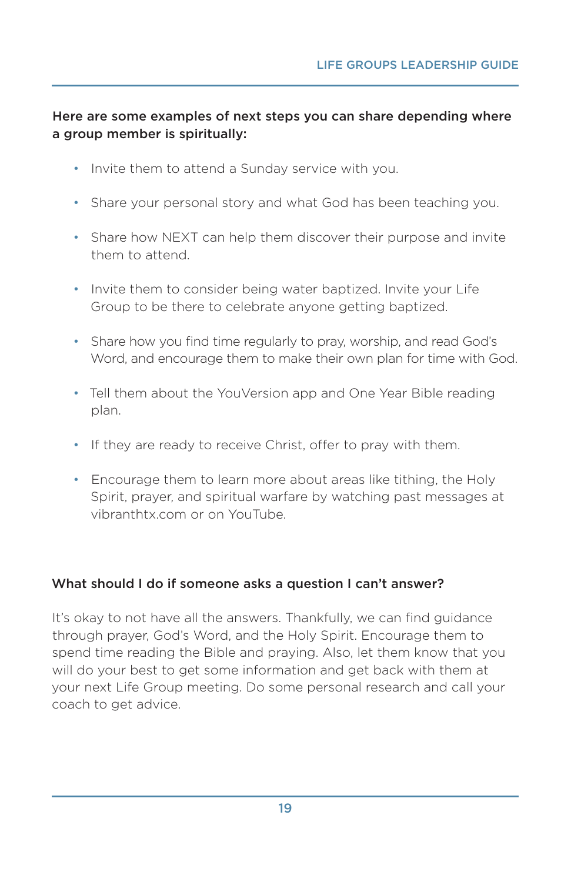**Here are some examples of next steps you can share depending where a group member is spiritually:**

- Invite them to attend a Sunday service with you.
- Share your personal story and what God has been teaching you.
- Share how NEXT can help them discover their purpose and invite them to attend.
- Invite them to consider being water baptized. Invite your Life Group to be there to celebrate anyone getting baptized.
- Share how you find time regularly to pray, worship, and read God's Word, and encourage them to make their own plan for time with God.
- Tell them about the YouVersion app and One Year Bible reading plan.
- If they are ready to receive Christ, offer to pray with them.
- Encourage them to learn more about areas like tithing, the Holy Spirit, prayer, and spiritual warfare by watching past messages at vibranthtx.com or on YouTube.

**What should I do if someone asks a question I can't answer?**

It's okay to not have all the answers. Thankfully, we can find guidance through prayer, God's Word, and the Holy Spirit. Encourage them to spend time reading the Bible and praying. Also, let them know that you will do your best to get some information and get back with them at your next Life Group meeting. Do some personal research and call your coach to get advice.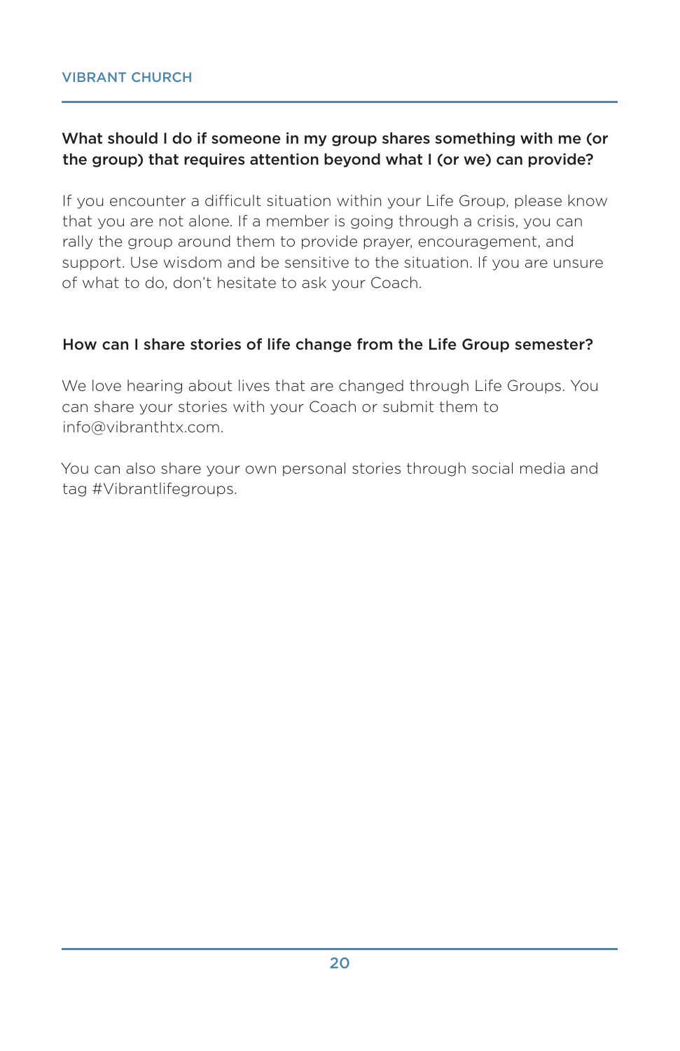### What should I do if someone in my group shares something with me (or the group) that requires attention beyond what I (or we) can provide?

If you encounter a difficult situation within your Life Group, please know that you are not alone. If a member is going through a crisis, you can rally the group around them to provide prayer, encouragement, and support. Use wisdom and be sensitive to the situation. If you are unsure of what to do, don't hesitate to ask your Coach.

### How can I share stories of life change from the Life Group semester?

We love hearing about lives that are changed through Life Groups. You can share your stories with your Coach or submit them to info@vibranthtx.com.

You can also share your own personal stories through social media and tag #Vibrantlifegroups.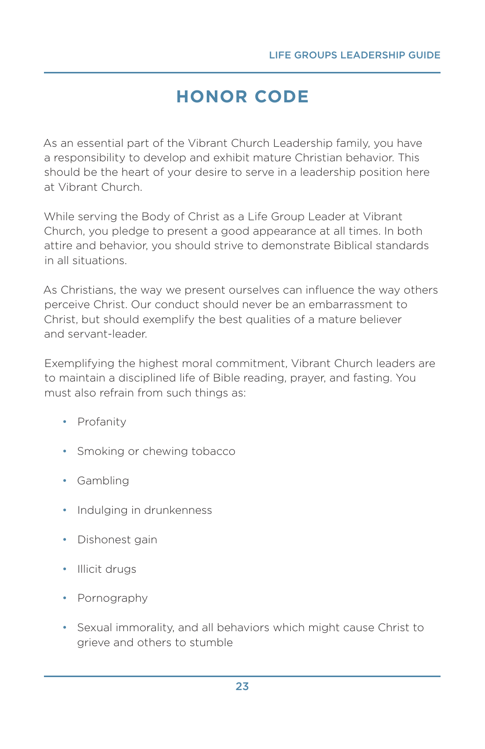# HONOR CODE

As an essential part of the Vibrant Church Leadership family, you have a responsibility to develop and exhibit mature Christian behavior. This should be the heart of your desire to serve in a leadership position here at Vibrant Church.

While serving the Body of Christ as a Life Group Leader at Vibrant Church, you pledge to present a good appearance at all times. In both attire and behavior, you should strive to demonstrate Biblical standards in all situations.

As Christians, the way we present ourselves can influence the way others perceive Christ. Our conduct should never be an embarrassment to Christ, but should exemplify the best qualities of a mature believer and servant-leader.

Exemplifying the highest moral commitment, Vibrant Church leaders are to maintain a disciplined life of Bible reading, prayer, and fasting. You must also refrain from such things as:

- Profanity
- Smoking or chewing tobacco
- Gambling
- Indulging in drunkenness
- Dishonest gain
- Illicit drugs
- Pornography
- Sexual immorality, and all behaviors which might cause Christ to grieve and others to stumble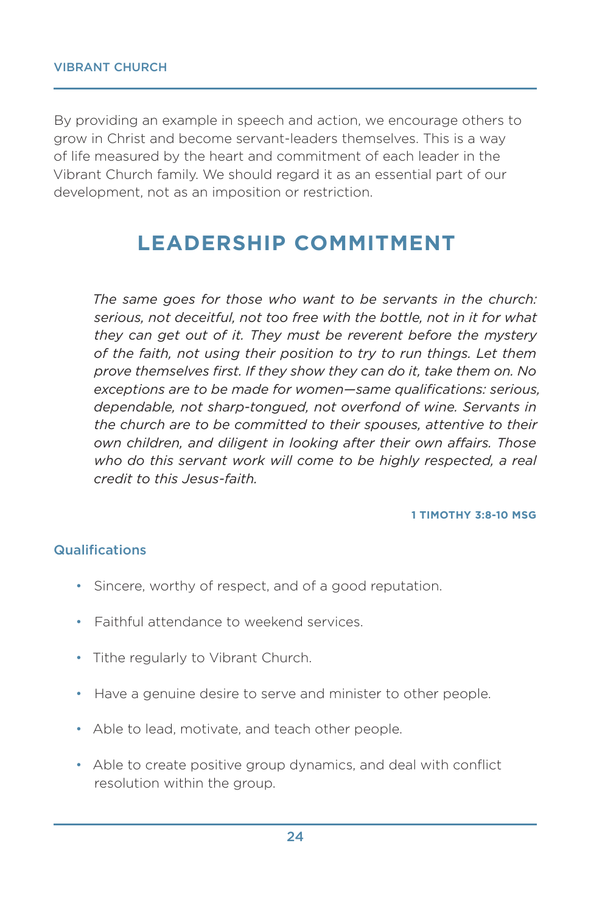By providing an example in speech and action, we encourage others to grow in Christ and become servant-leaders themselves. This is a way of life measured by the heart and commitment of each leader in the Vibrant Church family. We should regard it as an essential part of our development, not as an imposition or restriction.

## LEADERSHIP COMMITMENT

> *The same goes for those who want to be servants in the church: serious, not deceitful, not too free with the bottle, not in it for what they can get out of it. They must be reverent before the mystery of the faith, not using their position to try to run things. Let them prove themselves first. If they show they can do it, take them on. No exceptions are to be made for women—same qualifications: serious, dependable, not sharp-tongued, not overfond of wine. Servants in the church are to be committed to their spouses, attentive to their own children, and diligent in looking after their own affairs. Those who do this servant work will come to be highly respected, a real credit to this Jesus-faith.*
>
> **1 TIMOTHY 3:8-10 MSG**

### Qualifications

- Sincere, worthy of respect, and of a good reputation.
- Faithful attendance to weekend services.
- Tithe regularly to Vibrant Church.
- Have a genuine desire to serve and minister to other people.
- Able to lead, motivate, and teach other people.
- Able to create positive group dynamics, and deal with conflict resolution within the group.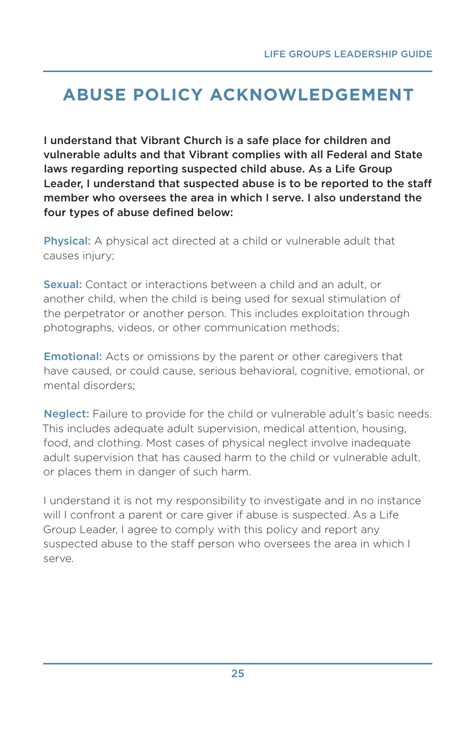# ABUSE POLICY ACKNOWLEDGEMENT

**I understand that Vibrant Church is a safe place for children and vulnerable adults and that Vibrant complies with all Federal and State laws regarding reporting suspected child abuse. As a Life Group Leader, I understand that suspected abuse is to be reported to the staff member who oversees the area in which I serve. I also understand the four types of abuse defined below:**

**Physical:** A physical act directed at a child or vulnerable adult that causes injury;

**Sexual:** Contact or interactions between a child and an adult, or another child, when the child is being used for sexual stimulation of the perpetrator or another person. This includes exploitation through photographs, videos, or other communication methods;

**Emotional:** Acts or omissions by the parent or other caregivers that have caused, or could cause, serious behavioral, cognitive, emotional, or mental disorders;

**Neglect:** Failure to provide for the child or vulnerable adult's basic needs. This includes adequate adult supervision, medical attention, housing, food, and clothing. Most cases of physical neglect involve inadequate adult supervision that has caused harm to the child or vulnerable adult, or places them in danger of such harm.

I understand it is not my responsibility to investigate and in no instance will I confront a parent or care giver if abuse is suspected. As a Life Group Leader, I agree to comply with this policy and report any suspected abuse to the staff person who oversees the area in which I serve.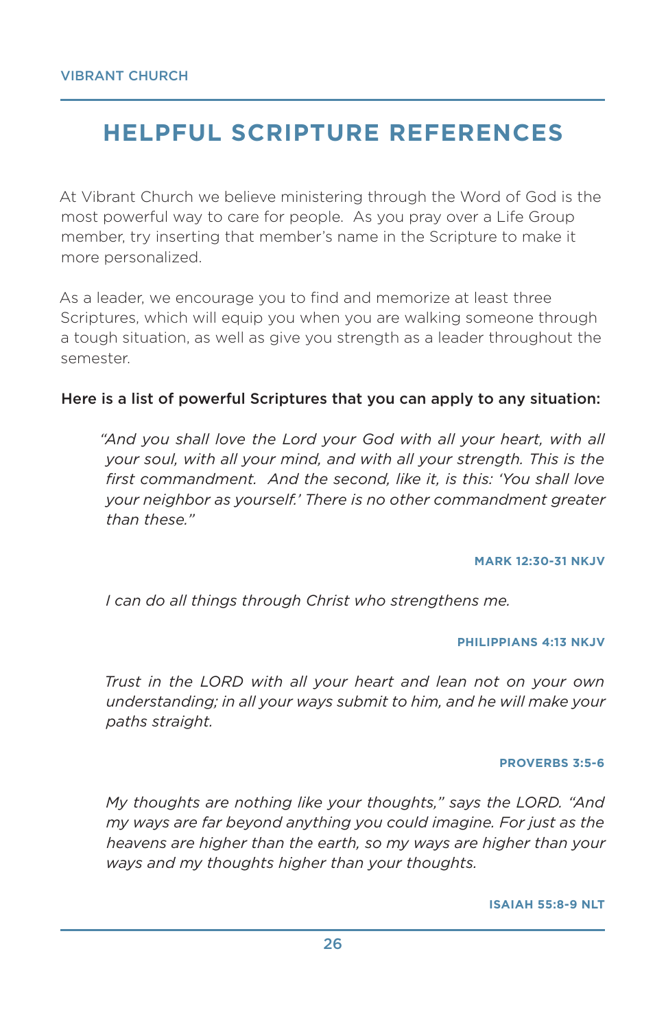# HELPFUL SCRIPTURE REFERENCES

At Vibrant Church we believe ministering through the Word of God is the most powerful way to care for people. As you pray over a Life Group member, try inserting that member's name in the Scripture to make it more personalized.

As a leader, we encourage you to find and memorize at least three Scriptures, which will equip you when you are walking someone through a tough situation, as well as give you strength as a leader throughout the semester.

**Here is a list of powerful Scriptures that you can apply to any situation:**

> *"And you shall love the Lord your God with all your heart, with all your soul, with all your mind, and with all your strength. This is the first commandment. And the second, like it, is this: 'You shall love your neighbor as yourself.' There is no other commandment greater than these."*
>
> **MARK 12:30-31 NKJV**

> *I can do all things through Christ who strengthens me.*
>
> **PHILIPPIANS 4:13 NKJV**

> *Trust in the LORD with all your heart and lean not on your own understanding; in all your ways submit to him, and he will make your paths straight.*
>
> **PROVERBS 3:5-6**

> *My thoughts are nothing like your thoughts," says the LORD. "And my ways are far beyond anything you could imagine. For just as the heavens are higher than the earth, so my ways are higher than your ways and my thoughts higher than your thoughts.*
>
> **ISAIAH 55:8-9 NLT**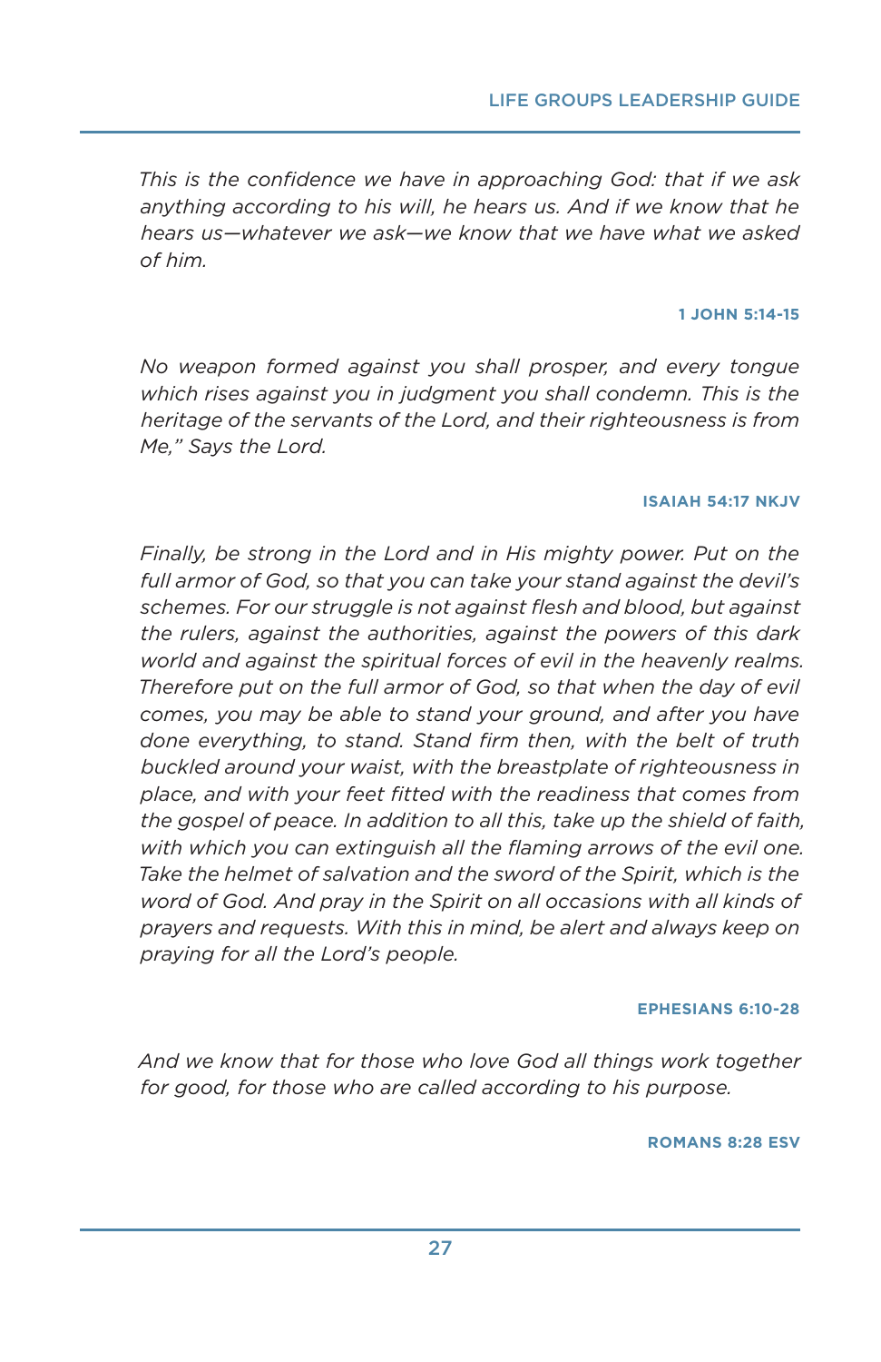*This is the confidence we have in approaching God: that if we ask anything according to his will, he hears us. And if we know that he hears us—whatever we ask—we know that we have what we asked of him.*

**1 JOHN 5:14-15**

*No weapon formed against you shall prosper, and every tongue which rises against you in judgment you shall condemn. This is the heritage of the servants of the Lord, and their righteousness is from Me," Says the Lord.*

**ISAIAH 54:17 NKJV**

*Finally, be strong in the Lord and in His mighty power. Put on the full armor of God, so that you can take your stand against the devil's schemes. For our struggle is not against flesh and blood, but against the rulers, against the authorities, against the powers of this dark world and against the spiritual forces of evil in the heavenly realms. Therefore put on the full armor of God, so that when the day of evil comes, you may be able to stand your ground, and after you have done everything, to stand. Stand firm then, with the belt of truth buckled around your waist, with the breastplate of righteousness in place, and with your feet fitted with the readiness that comes from the gospel of peace. In addition to all this, take up the shield of faith, with which you can extinguish all the flaming arrows of the evil one. Take the helmet of salvation and the sword of the Spirit, which is the word of God. And pray in the Spirit on all occasions with all kinds of prayers and requests. With this in mind, be alert and always keep on praying for all the Lord's people.*

**EPHESIANS 6:10-28**

*And we know that for those who love God all things work together for good, for those who are called according to his purpose.*

**ROMANS 8:28 ESV**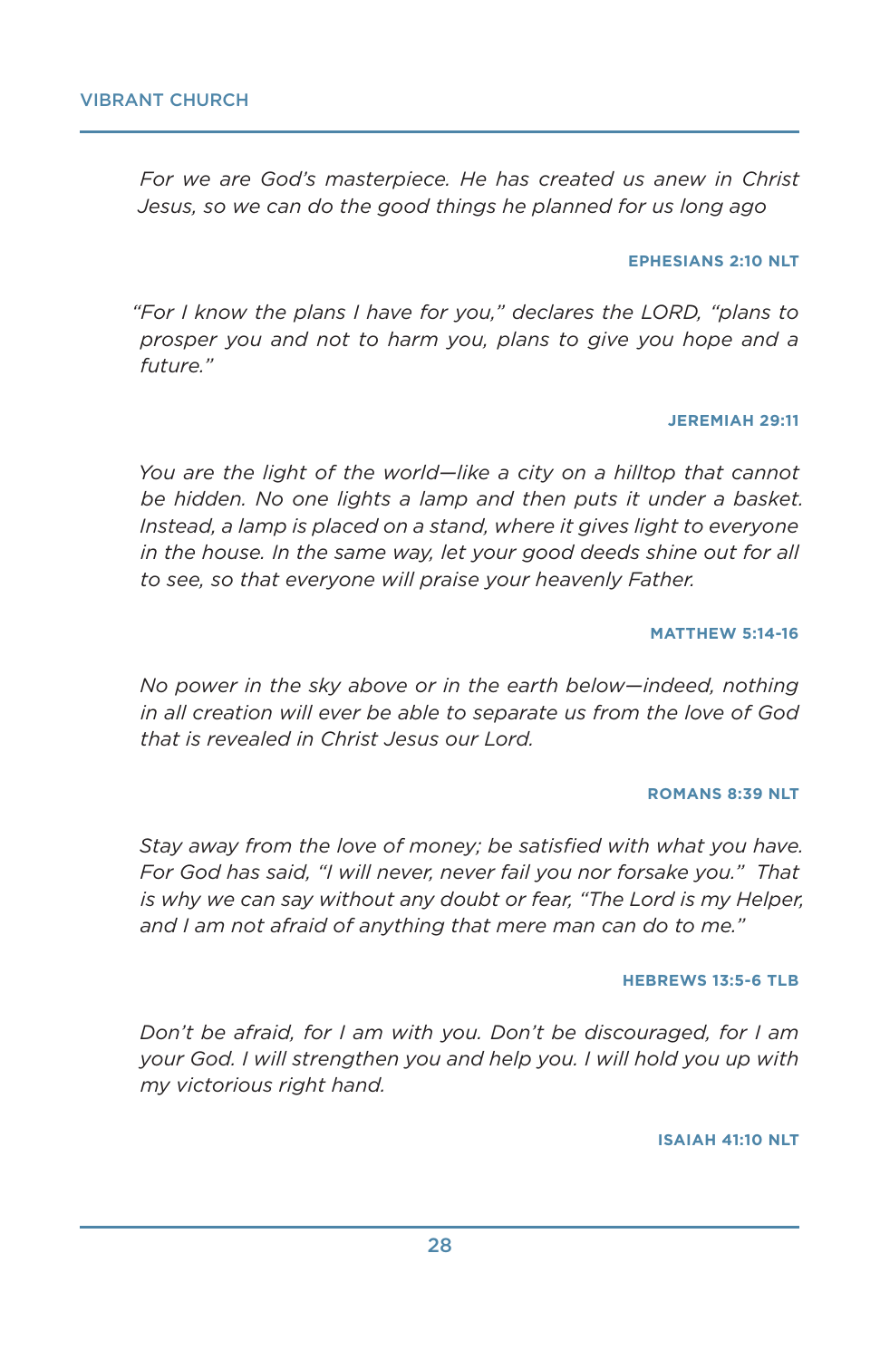*For we are God's masterpiece. He has created us anew in Christ Jesus, so we can do the good things he planned for us long ago*

**EPHESIANS 2:10 NLT**

*"For I know the plans I have for you," declares the LORD, "plans to prosper you and not to harm you, plans to give you hope and a future."*

**JEREMIAH 29:11**

*You are the light of the world—like a city on a hilltop that cannot be hidden. No one lights a lamp and then puts it under a basket. Instead, a lamp is placed on a stand, where it gives light to everyone in the house. In the same way, let your good deeds shine out for all to see, so that everyone will praise your heavenly Father.*

**MATTHEW 5:14-16**

*No power in the sky above or in the earth below—indeed, nothing in all creation will ever be able to separate us from the love of God that is revealed in Christ Jesus our Lord.*

**ROMANS 8:39 NLT**

*Stay away from the love of money; be satisfied with what you have. For God has said, "I will never, never fail you nor forsake you." That is why we can say without any doubt or fear, "The Lord is my Helper, and I am not afraid of anything that mere man can do to me."*

**HEBREWS 13:5-6 TLB**

*Don't be afraid, for I am with you. Don't be discouraged, for I am your God. I will strengthen you and help you. I will hold you up with my victorious right hand.*

**ISAIAH 41:10 NLT**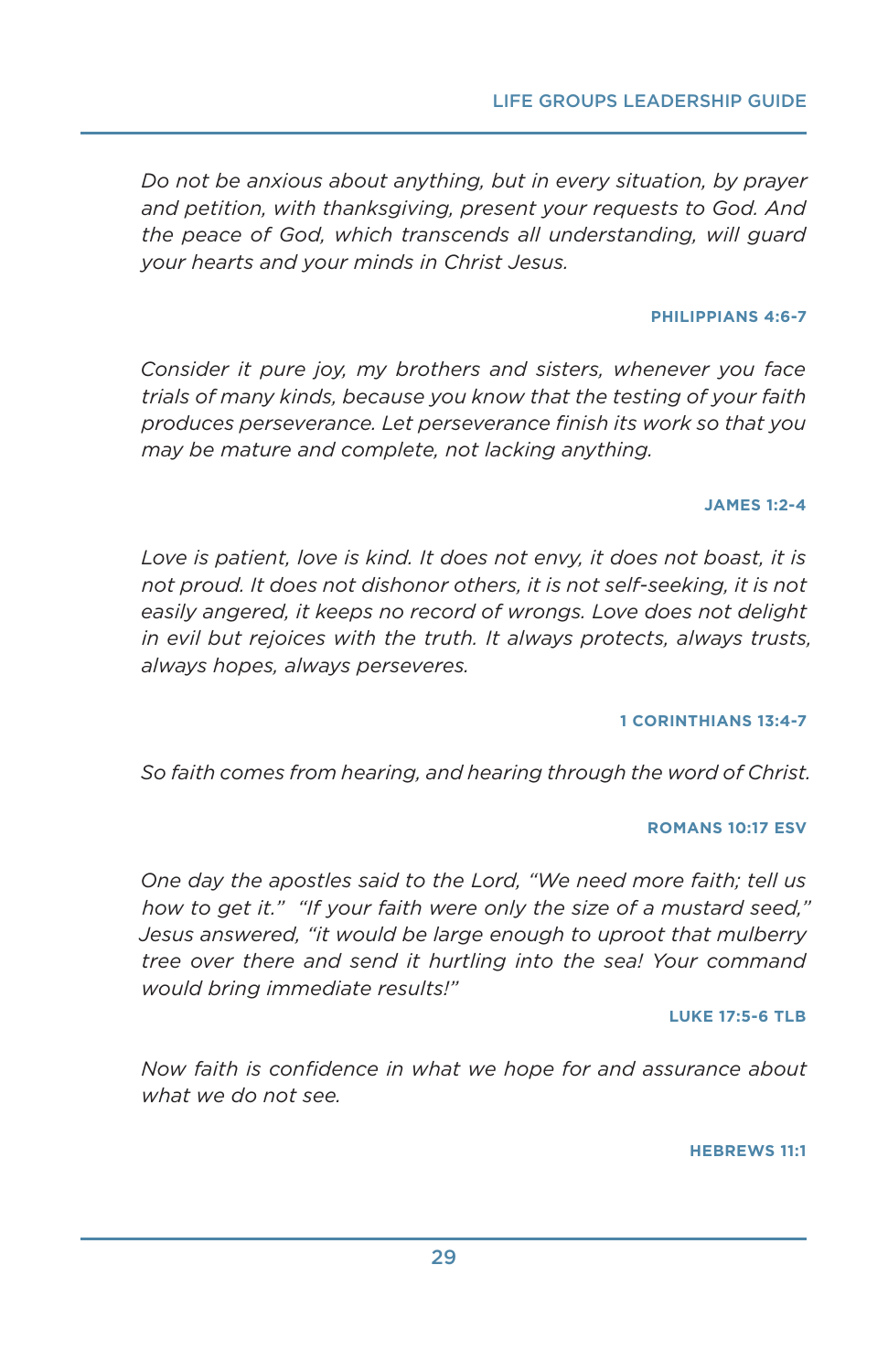*Do not be anxious about anything, but in every situation, by prayer and petition, with thanksgiving, present your requests to God. And the peace of God, which transcends all understanding, will guard your hearts and your minds in Christ Jesus.*

**PHILIPPIANS 4:6-7**

*Consider it pure joy, my brothers and sisters, whenever you face trials of many kinds, because you know that the testing of your faith produces perseverance. Let perseverance finish its work so that you may be mature and complete, not lacking anything.*

**JAMES 1:2-4**

*Love is patient, love is kind. It does not envy, it does not boast, it is not proud. It does not dishonor others, it is not self-seeking, it is not easily angered, it keeps no record of wrongs. Love does not delight in evil but rejoices with the truth. It always protects, always trusts, always hopes, always perseveres.*

**1 CORINTHIANS 13:4-7**

*So faith comes from hearing, and hearing through the word of Christ.*

**ROMANS 10:17 ESV**

*One day the apostles said to the Lord, "We need more faith; tell us how to get it." "If your faith were only the size of a mustard seed," Jesus answered, "it would be large enough to uproot that mulberry tree over there and send it hurtling into the sea! Your command would bring immediate results!"*

**LUKE 17:5-6 TLB**

*Now faith is confidence in what we hope for and assurance about what we do not see.*

**HEBREWS 11:1**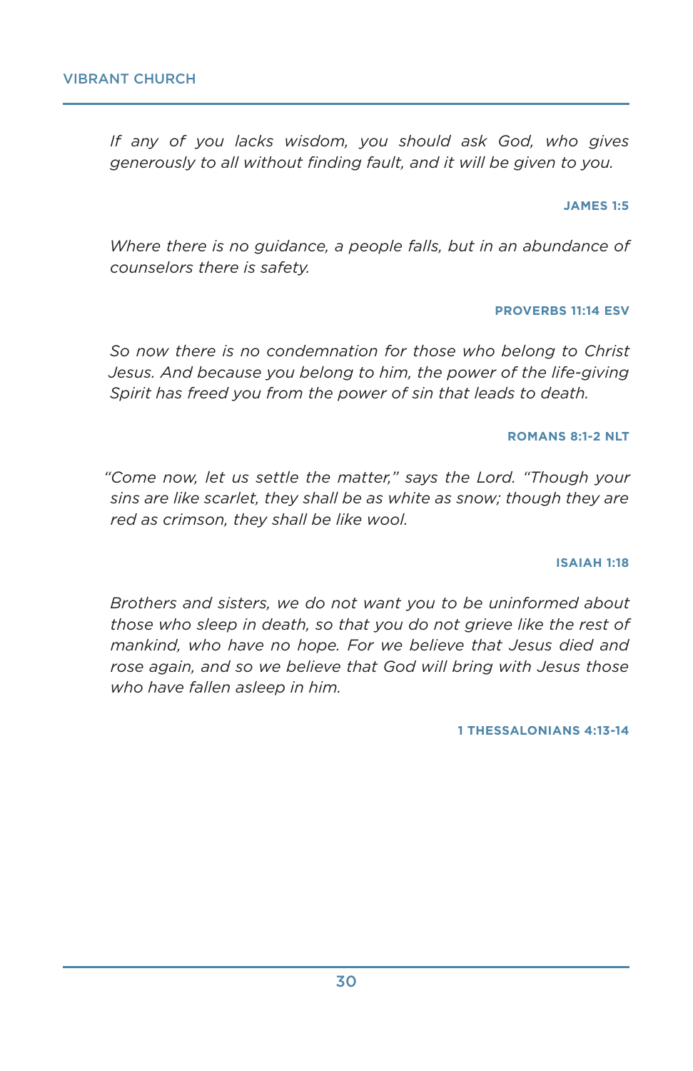*If any of you lacks wisdom, you should ask God, who gives generously to all without finding fault, and it will be given to you.*

**JAMES 1:5**

*Where there is no guidance, a people falls, but in an abundance of counselors there is safety.*

**PROVERBS 11:14 ESV**

*So now there is no condemnation for those who belong to Christ Jesus. And because you belong to him, the power of the life-giving Spirit has freed you from the power of sin that leads to death.*

**ROMANS 8:1-2 NLT**

*"Come now, let us settle the matter," says the Lord. "Though your sins are like scarlet, they shall be as white as snow; though they are red as crimson, they shall be like wool.*

**ISAIAH 1:18**

*Brothers and sisters, we do not want you to be uninformed about those who sleep in death, so that you do not grieve like the rest of mankind, who have no hope. For we believe that Jesus died and rose again, and so we believe that God will bring with Jesus those who have fallen asleep in him.*

**1 THESSALONIANS 4:13-14**